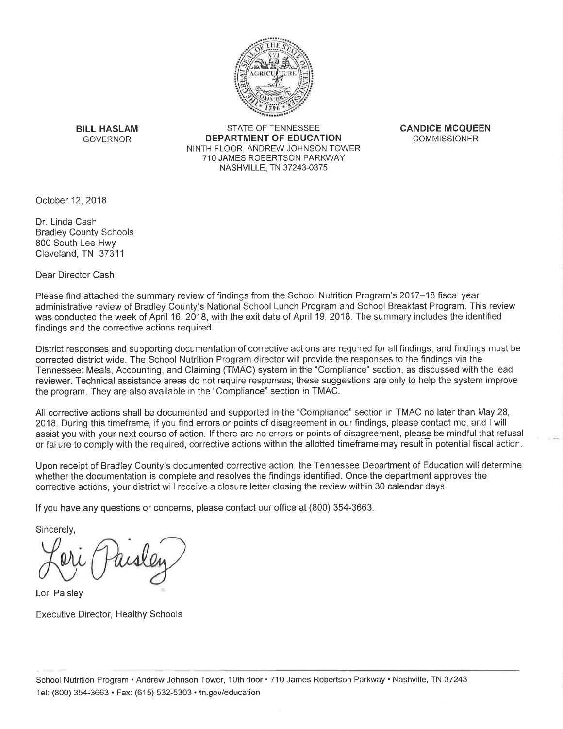BILL HASLAM
GOVERNOR

STATE OF TENNESSEE
**DEPARTMENT OF EDUCATION**
NINTH FLOOR, ANDREW JOHNSON TOWER
710 JAMES ROBERTSON PARKWAY
NASHVILLE, TN 37243-0375

CANDICE MCQUEEN
COMMISSIONER

October 12, 2018

Dr. Linda Cash
Bradley County Schools
800 South Lee Hwy
Cleveland, TN 37311

Dear Director Cash:

Please find attached the summary review of findings from the School Nutrition Program's 2017–18 fiscal year administrative review of Bradley County's National School Lunch Program and School Breakfast Program. This review was conducted the week of April 16, 2018, with the exit date of April 19, 2018. The summary includes the identified findings and the corrective actions required.

District responses and supporting documentation of corrective actions are required for all findings, and findings must be corrected district wide. The School Nutrition Program director will provide the responses to the findings via the Tennessee: Meals, Accounting, and Claiming (TMAC) system in the "Compliance" section, as discussed with the lead reviewer. Technical assistance areas do not require responses; these suggestions are only to help the system improve the program. They are also available in the "Compliance" section in TMAC.

All corrective actions shall be documented and supported in the "Compliance" section in TMAC no later than May 28, 2018. During this timeframe, if you find errors or points of disagreement in our findings, please contact me, and I will assist you with your next course of action. If there are no errors or points of disagreement, please be mindful that refusal or failure to comply with the required, corrective actions within the allotted timeframe may result in potential fiscal action.

Upon receipt of Bradley County's documented corrective action, the Tennessee Department of Education will determine whether the documentation is complete and resolves the findings identified. Once the department approves the corrective actions, your district will receive a closure letter closing the review within 30 calendar days.

If you have any questions or concerns, please contact our office at (800) 354-3663.

Sincerely,

Lori Paisley

Lori Paisley

Executive Director, Healthy Schools

School Nutrition Program • Andrew Johnson Tower, 10th floor • 710 James Robertson Parkway • Nashville, TN 37243
Tel: (800) 354-3663 • Fax: (615) 532-5303 • tn.gov/education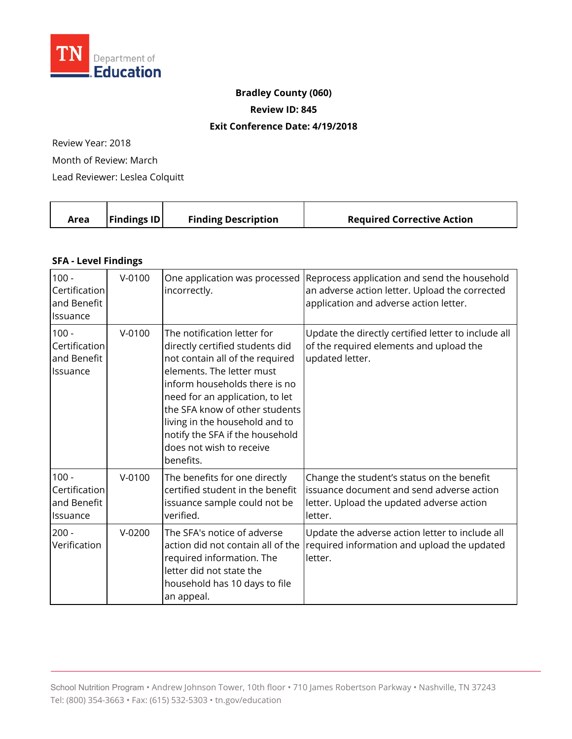**Bradley County (060)**

**Review ID: 845**

**Exit Conference Date: 4/19/2018**

Review Year: 2018

Month of Review: March

Lead Reviewer: Leslea Colquitt

**SFA - Level Findings**

| Area | Findings ID | Finding Description | Required Corrective Action |
|---|---|---|---|
| 100 - Certification and Benefit Issuance | V-0100 | One application was processed incorrectly. | Reprocess application and send the household an adverse action letter. Upload the corrected application and adverse action letter. |
| 100 - Certification and Benefit Issuance | V-0100 | The notification letter for directly certified students did not contain all of the required elements. The letter must inform households there is no need for an application, to let the SFA know of other students living in the household and to notify the SFA if the household does not wish to receive benefits. | Update the directly certified letter to include all of the required elements and upload the updated letter. |
| 100 - Certification and Benefit Issuance | V-0100 | The benefits for one directly certified student in the benefit issuance sample could not be verified. | Change the student's status on the benefit issuance document and send adverse action letter. Upload the updated adverse action letter. |
| 200 - Verification | V-0200 | The SFA's notice of adverse action did not contain all of the required information. The letter did not state the household has 10 days to file an appeal. | Update the adverse action letter to include all required information and upload the updated letter. |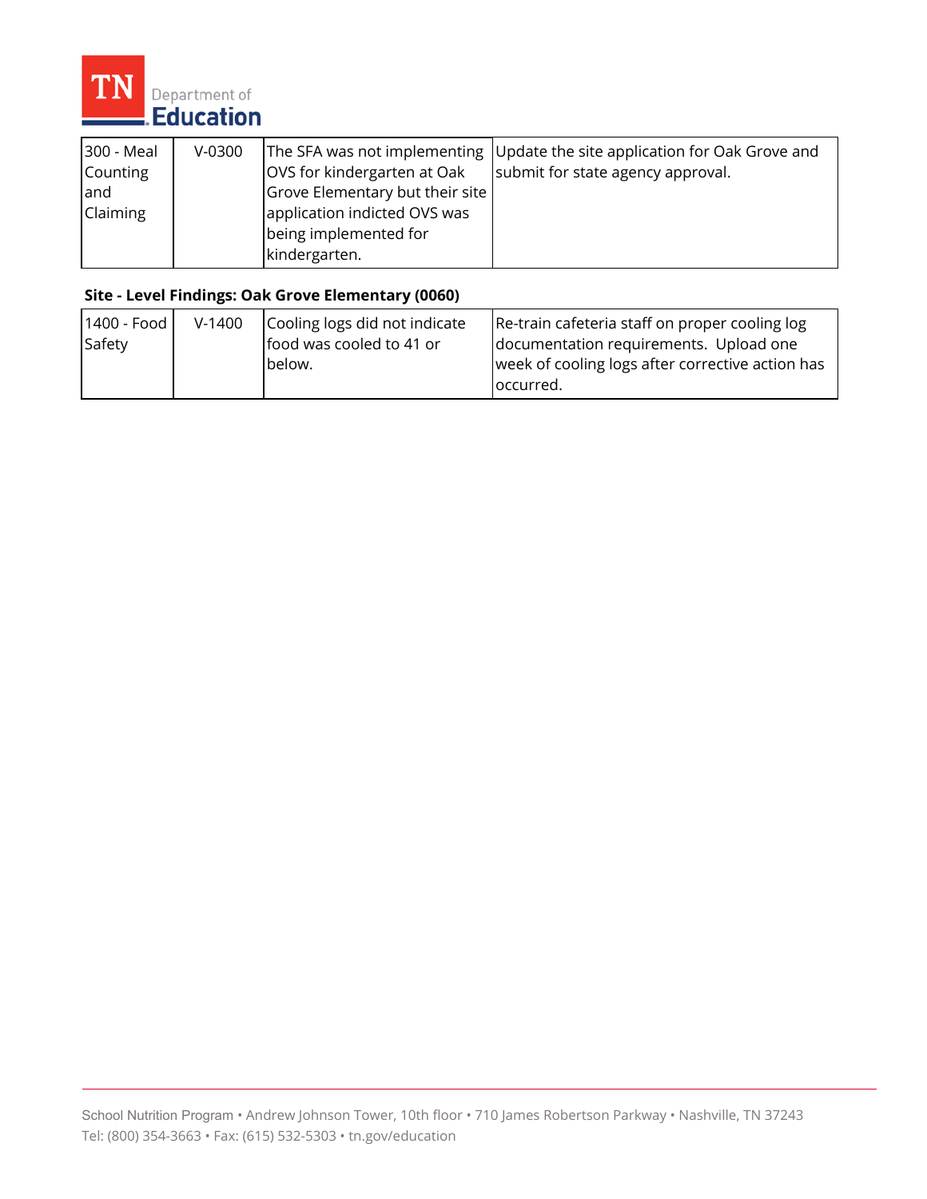| | | | |
|---|---|---|---|
| 300 - Meal Counting and Claiming | V-0300 | The SFA was not implementing OVS for kindergarten at Oak Grove Elementary but their site application indicted OVS was being implemented for kindergarten. | Update the site application for Oak Grove and submit for state agency approval. |

**Site - Level Findings: Oak Grove Elementary (0060)**

| | | | |
|---|---|---|---|
| 1400 - Food Safety | V-1400 | Cooling logs did not indicate food was cooled to 41 or below. | Re-train cafeteria staff on proper cooling log documentation requirements. Upload one week of cooling logs after corrective action has occurred. |